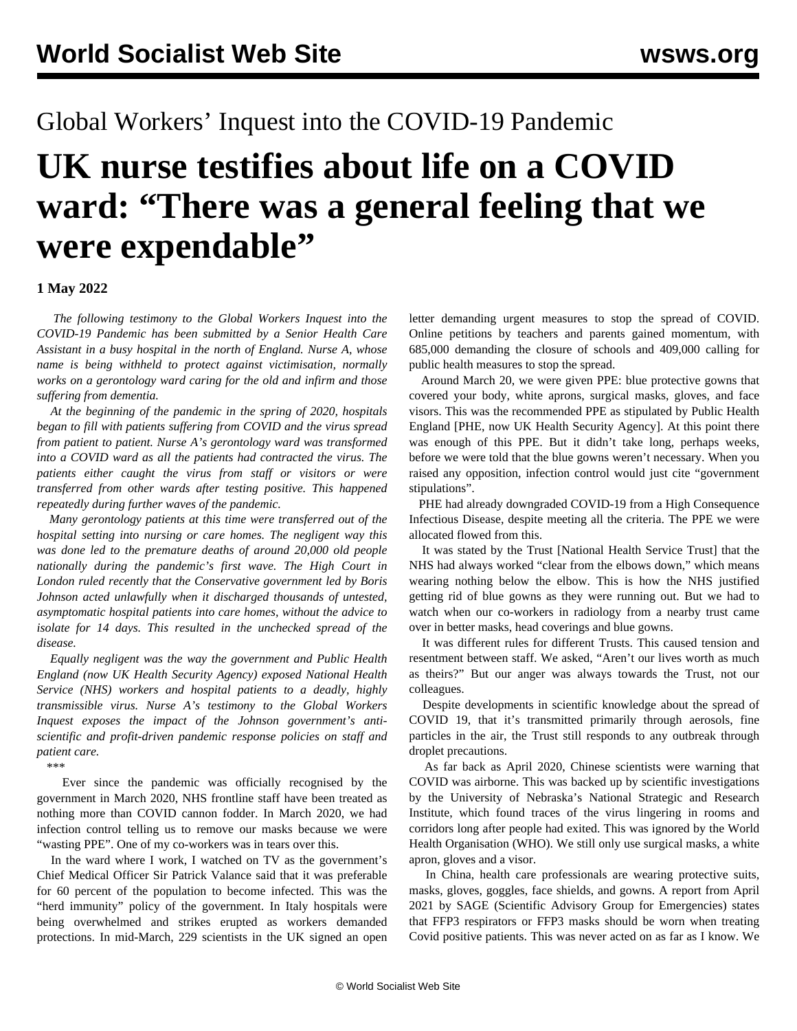Global Workers' Inquest into the COVID-19 Pandemic

# UK nurse testifies about life on a COVID ward: "There was a general feeling that we were expendable"

**1 May 2022**

*The following testimony to the Global Workers Inquest into the COVID-19 Pandemic has been submitted by a Senior Health Care Assistant in a busy hospital in the north of England. Nurse A, whose name is being withheld to protect against victimisation, normally works on a gerontology ward caring for the old and infirm and those suffering from dementia.*

*At the beginning of the pandemic in the spring of 2020, hospitals began to fill with patients suffering from COVID and the virus spread from patient to patient. Nurse A's gerontology ward was transformed into a COVID ward as all the patients had contracted the virus. The patients either caught the virus from staff or visitors or were transferred from other wards after testing positive. This happened repeatedly during further waves of the pandemic.*

*Many gerontology patients at this time were transferred out of the hospital setting into nursing or care homes. The negligent way this was done led to the premature deaths of around 20,000 old people nationally during the pandemic's first wave. The High Court in London ruled recently that the Conservative government led by Boris Johnson acted unlawfully when it discharged thousands of untested, asymptomatic hospital patients into care homes, without the advice to isolate for 14 days. This resulted in the unchecked spread of the disease.*

*Equally negligent was the way the government and Public Health England (now UK Health Security Agency) exposed National Health Service (NHS) workers and hospital patients to a deadly, highly transmissible virus. Nurse A's testimony to the Global Workers Inquest exposes the impact of the Johnson government's anti-scientific and profit-driven pandemic response policies on staff and patient care.*

***

Ever since the pandemic was officially recognised by the government in March 2020, NHS frontline staff have been treated as nothing more than COVID cannon fodder. In March 2020, we had infection control telling us to remove our masks because we were "wasting PPE". One of my co-workers was in tears over this.

In the ward where I work, I watched on TV as the government's Chief Medical Officer Sir Patrick Valance said that it was preferable for 60 percent of the population to become infected. This was the "herd immunity" policy of the government. In Italy hospitals were being overwhelmed and strikes erupted as workers demanded protections. In mid-March, 229 scientists in the UK signed an open letter demanding urgent measures to stop the spread of COVID. Online petitions by teachers and parents gained momentum, with 685,000 demanding the closure of schools and 409,000 calling for public health measures to stop the spread.

Around March 20, we were given PPE: blue protective gowns that covered your body, white aprons, surgical masks, gloves, and face visors. This was the recommended PPE as stipulated by Public Health England [PHE, now UK Health Security Agency]. At this point there was enough of this PPE. But it didn't take long, perhaps weeks, before we were told that the blue gowns weren't necessary. When you raised any opposition, infection control would just cite "government stipulations".

PHE had already downgraded COVID-19 from a High Consequence Infectious Disease, despite meeting all the criteria. The PPE we were allocated flowed from this.

It was stated by the Trust [National Health Service Trust] that the NHS had always worked "clear from the elbows down," which means wearing nothing below the elbow. This is how the NHS justified getting rid of blue gowns as they were running out. But we had to watch when our co-workers in radiology from a nearby trust came over in better masks, head coverings and blue gowns.

It was different rules for different Trusts. This caused tension and resentment between staff. We asked, "Aren't our lives worth as much as theirs?" But our anger was always towards the Trust, not our colleagues.

Despite developments in scientific knowledge about the spread of COVID 19, that it's transmitted primarily through aerosols, fine particles in the air, the Trust still responds to any outbreak through droplet precautions.

As far back as April 2020, Chinese scientists were warning that COVID was airborne. This was backed up by scientific investigations by the University of Nebraska's National Strategic and Research Institute, which found traces of the virus lingering in rooms and corridors long after people had exited. This was ignored by the World Health Organisation (WHO). We still only use surgical masks, a white apron, gloves and a visor.

In China, health care professionals are wearing protective suits, masks, gloves, goggles, face shields, and gowns. A report from April 2021 by SAGE (Scientific Advisory Group for Emergencies) states that FFP3 respirators or FFP3 masks should be worn when treating Covid positive patients. This was never acted on as far as I know. We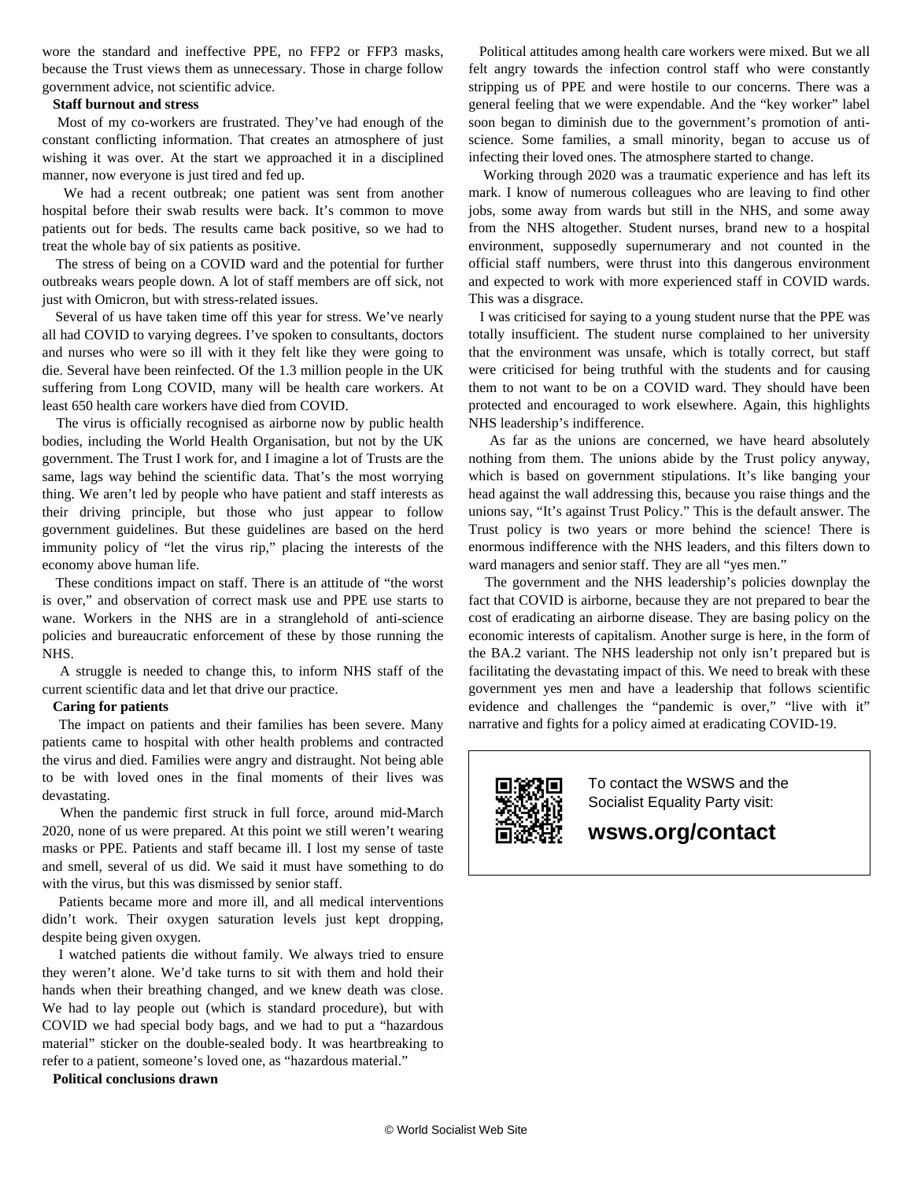wore the standard and ineffective PPE, no FFP2 or FFP3 masks, because the Trust views them as unnecessary. Those in charge follow government advice, not scientific advice.

**Staff burnout and stress**

Most of my co-workers are frustrated. They've had enough of the constant conflicting information. That creates an atmosphere of just wishing it was over. At the start we approached it in a disciplined manner, now everyone is just tired and fed up.

We had a recent outbreak; one patient was sent from another hospital before their swab results were back. It's common to move patients out for beds. The results came back positive, so we had to treat the whole bay of six patients as positive.

The stress of being on a COVID ward and the potential for further outbreaks wears people down. A lot of staff members are off sick, not just with Omicron, but with stress-related issues.

Several of us have taken time off this year for stress. We've nearly all had COVID to varying degrees. I've spoken to consultants, doctors and nurses who were so ill with it they felt like they were going to die. Several have been reinfected. Of the 1.3 million people in the UK suffering from Long COVID, many will be health care workers. At least 650 health care workers have died from COVID.

The virus is officially recognised as airborne now by public health bodies, including the World Health Organisation, but not by the UK government. The Trust I work for, and I imagine a lot of Trusts are the same, lags way behind the scientific data. That's the most worrying thing. We aren't led by people who have patient and staff interests as their driving principle, but those who just appear to follow government guidelines. But these guidelines are based on the herd immunity policy of "let the virus rip," placing the interests of the economy above human life.

These conditions impact on staff. There is an attitude of "the worst is over," and observation of correct mask use and PPE use starts to wane. Workers in the NHS are in a stranglehold of anti-science policies and bureaucratic enforcement of these by those running the NHS.

A struggle is needed to change this, to inform NHS staff of the current scientific data and let that drive our practice.

**Caring for patients**

The impact on patients and their families has been severe. Many patients came to hospital with other health problems and contracted the virus and died. Families were angry and distraught. Not being able to be with loved ones in the final moments of their lives was devastating.

When the pandemic first struck in full force, around mid-March 2020, none of us were prepared. At this point we still weren't wearing masks or PPE. Patients and staff became ill. I lost my sense of taste and smell, several of us did. We said it must have something to do with the virus, but this was dismissed by senior staff.

Patients became more and more ill, and all medical interventions didn't work. Their oxygen saturation levels just kept dropping, despite being given oxygen.

I watched patients die without family. We always tried to ensure they weren't alone. We'd take turns to sit with them and hold their hands when their breathing changed, and we knew death was close. We had to lay people out (which is standard procedure), but with COVID we had special body bags, and we had to put a "hazardous material" sticker on the double-sealed body. It was heartbreaking to refer to a patient, someone's loved one, as "hazardous material."

**Political conclusions drawn**

Political attitudes among health care workers were mixed. But we all felt angry towards the infection control staff who were constantly stripping us of PPE and were hostile to our concerns. There was a general feeling that we were expendable. And the "key worker" label soon began to diminish due to the government's promotion of anti-science. Some families, a small minority, began to accuse us of infecting their loved ones. The atmosphere started to change.

Working through 2020 was a traumatic experience and has left its mark. I know of numerous colleagues who are leaving to find other jobs, some away from wards but still in the NHS, and some away from the NHS altogether. Student nurses, brand new to a hospital environment, supposedly supernumerary and not counted in the official staff numbers, were thrust into this dangerous environment and expected to work with more experienced staff in COVID wards. This was a disgrace.

I was criticised for saying to a young student nurse that the PPE was totally insufficient. The student nurse complained to her university that the environment was unsafe, which is totally correct, but staff were criticised for being truthful with the students and for causing them to not want to be on a COVID ward. They should have been protected and encouraged to work elsewhere. Again, this highlights NHS leadership's indifference.

As far as the unions are concerned, we have heard absolutely nothing from them. The unions abide by the Trust policy anyway, which is based on government stipulations. It's like banging your head against the wall addressing this, because you raise things and the unions say, "It's against Trust Policy." This is the default answer. The Trust policy is two years or more behind the science! There is enormous indifference with the NHS leaders, and this filters down to ward managers and senior staff. They are all "yes men."

The government and the NHS leadership's policies downplay the fact that COVID is airborne, because they are not prepared to bear the cost of eradicating an airborne disease. They are basing policy on the economic interests of capitalism. Another surge is here, in the form of the BA.2 variant. The NHS leadership not only isn't prepared but is facilitating the devastating impact of this. We need to break with these government yes men and have a leadership that follows scientific evidence and challenges the "pandemic is over," "live with it" narrative and fights for a policy aimed at eradicating COVID-19.

To contact the WSWS and the Socialist Equality Party visit:

**wsws.org/contact**